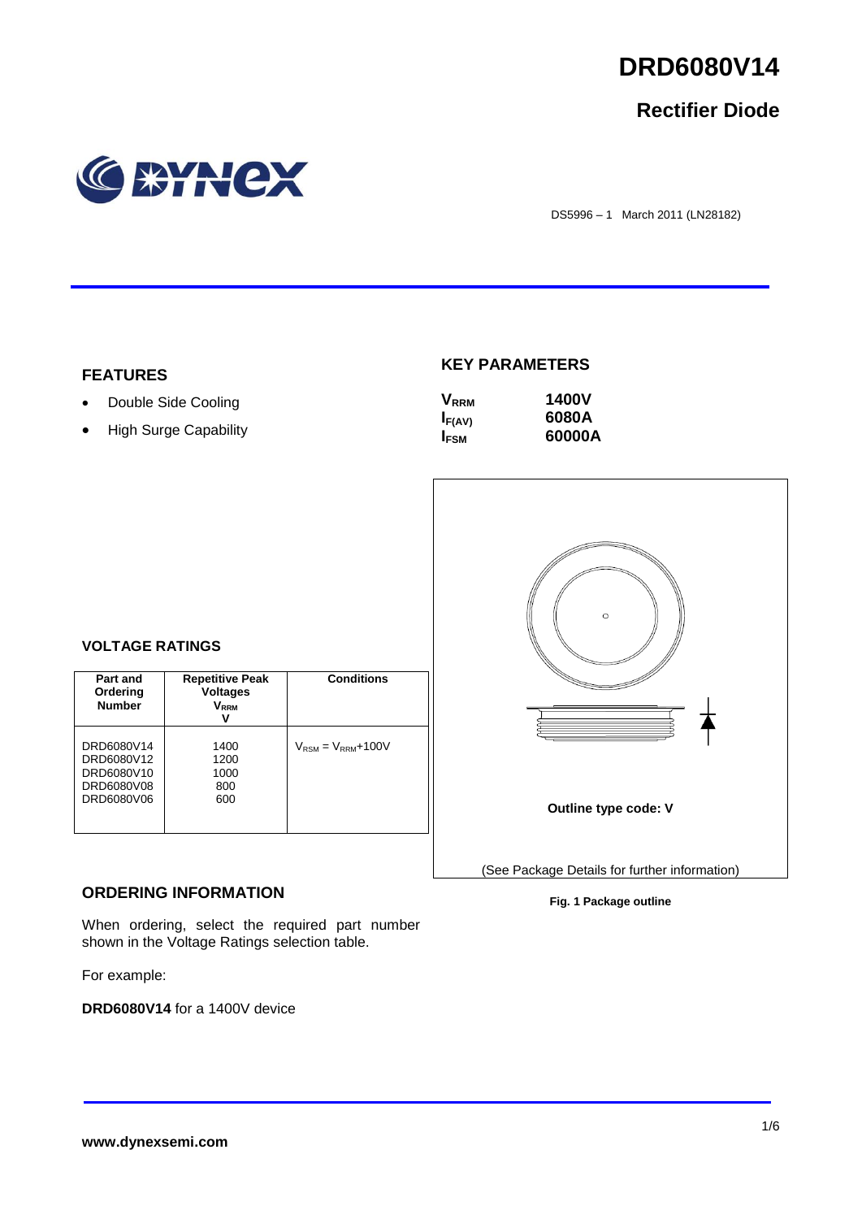# DRD6080V14

## Rectifier Diode

DS5996 – 1 March 2011 (LN28182)

## FEATURES

- Double Side Cooling
- High Surge Capability

## KEY PARAMETERS

| | |
|---|---|
| $V_{RRM}$ | **1400V** |
| $I_{F(AV)}$ | **6080A** |
| $I_{FSM}$ | **60000A** |

## VOLTAGE RATINGS

| Part and Ordering Number | Repetitive Peak Voltages $V_{RRM}$ V | Conditions |
|---|---|---|
| DRD6080V14<br>DRD6080V12<br>DRD6080V10<br>DRD6080V08<br>DRD6080V06 | 1400<br>1200<br>1000<br>800<br>600 | $V_{RSM} = V_{RRM}$+100V |

Outline type code: V

(See Package Details for further information)

**Fig. 1 Package outline**

## ORDERING INFORMATION

When ordering, select the required part number shown in the Voltage Ratings selection table.

For example:

**DRD6080V14** for a 1400V device

www.dynexsemi.com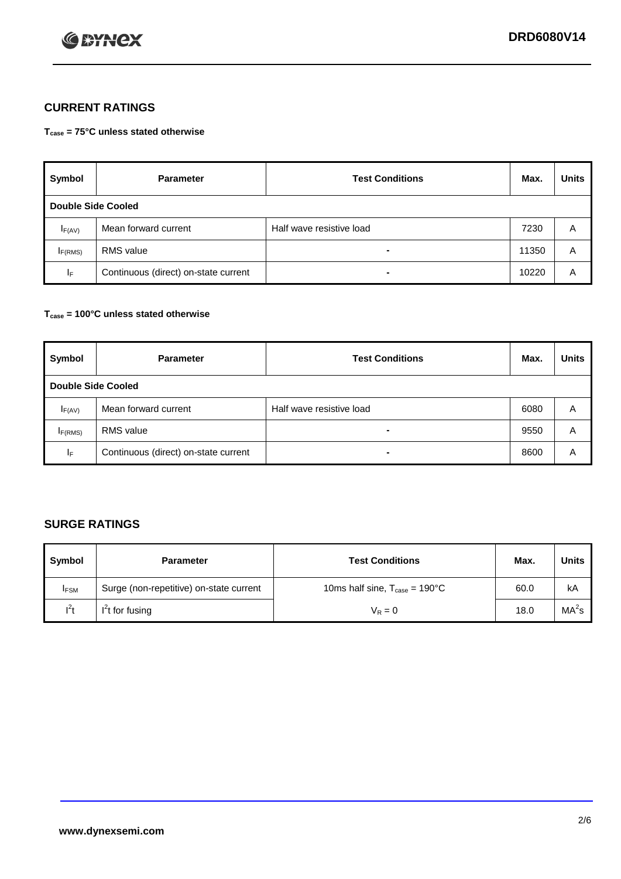## CURRENT RATINGS

**$T_{case}$ = 75°C unless stated otherwise**

| Symbol | Parameter | Test Conditions | Max. | Units |
|---|---|---|---|---|
| **Double Side Cooled** | | | | |
| $I_{F(AV)}$ | Mean forward current | Half wave resistive load | 7230 | A |
| $I_{F(RMS)}$ | RMS value | - | 11350 | A |
| $I_F$ | Continuous (direct) on-state current | - | 10220 | A |

**$T_{case}$ = 100°C unless stated otherwise**

| Symbol | Parameter | Test Conditions | Max. | Units |
|---|---|---|---|---|
| **Double Side Cooled** | | | | |
| $I_{F(AV)}$ | Mean forward current | Half wave resistive load | 6080 | A |
| $I_{F(RMS)}$ | RMS value | - | 9550 | A |
| $I_F$ | Continuous (direct) on-state current | - | 8600 | A |

## SURGE RATINGS

| Symbol | Parameter | Test Conditions | Max. | Units |
|---|---|---|---|---|
| $I_{FSM}$ | Surge (non-repetitive) on-state current | 10ms half sine, $T_{case}$ = 190°C | 60.0 | kA |
| $I^2t$ | $I^2t$ for fusing | $V_R = 0$ | 18.0 | $MA^2s$ |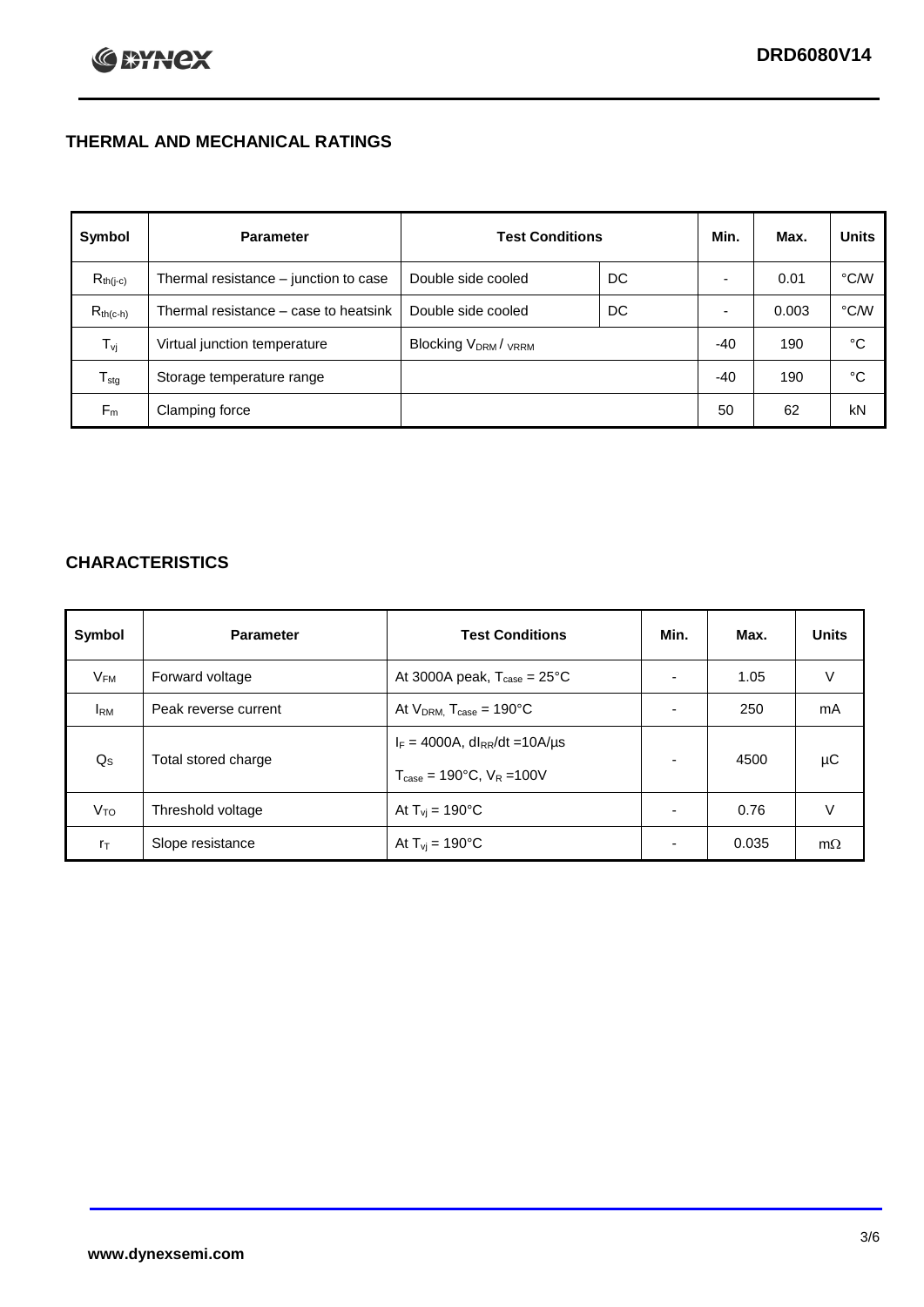## THERMAL AND MECHANICAL RATINGS

| Symbol | Parameter | Test Conditions | | Min. | Max. | Units |
|---|---|---|---|---|---|---|
| $R_{th(j-c)}$ | Thermal resistance – junction to case | Double side cooled | DC | - | 0.01 | °C/W |
| $R_{th(c-h)}$ | Thermal resistance – case to heatsink | Double side cooled | DC | - | 0.003 | °C/W |
| $T_{vj}$ | Virtual junction temperature | Blocking $V_{DRM}$ / $V_{RRM}$ | | -40 | 190 | °C |
| $T_{stg}$ | Storage temperature range | | | -40 | 190 | °C |
| $F_m$ | Clamping force | | | 50 | 62 | kN |

## CHARACTERISTICS

| Symbol | Parameter | Test Conditions | Min. | Max. | Units |
|---|---|---|---|---|---|
| $V_{FM}$ | Forward voltage | At 3000A peak, $T_{case}$ = 25°C | - | 1.05 | V |
| $I_{RM}$ | Peak reverse current | At $V_{DRM}$, $T_{case}$ = 190°C | - | 250 | mA |
| $Q_S$ | Total stored charge | $I_F$ = 4000A, $dI_{RR}/dt$ =10A/µs<br>$T_{case}$ = 190°C, $V_R$ =100V | - | 4500 | µC |
| $V_{TO}$ | Threshold voltage | At $T_{vj}$ = 190°C | - | 0.76 | V |
| $r_T$ | Slope resistance | At $T_{vj}$ = 190°C | - | 0.035 | mΩ |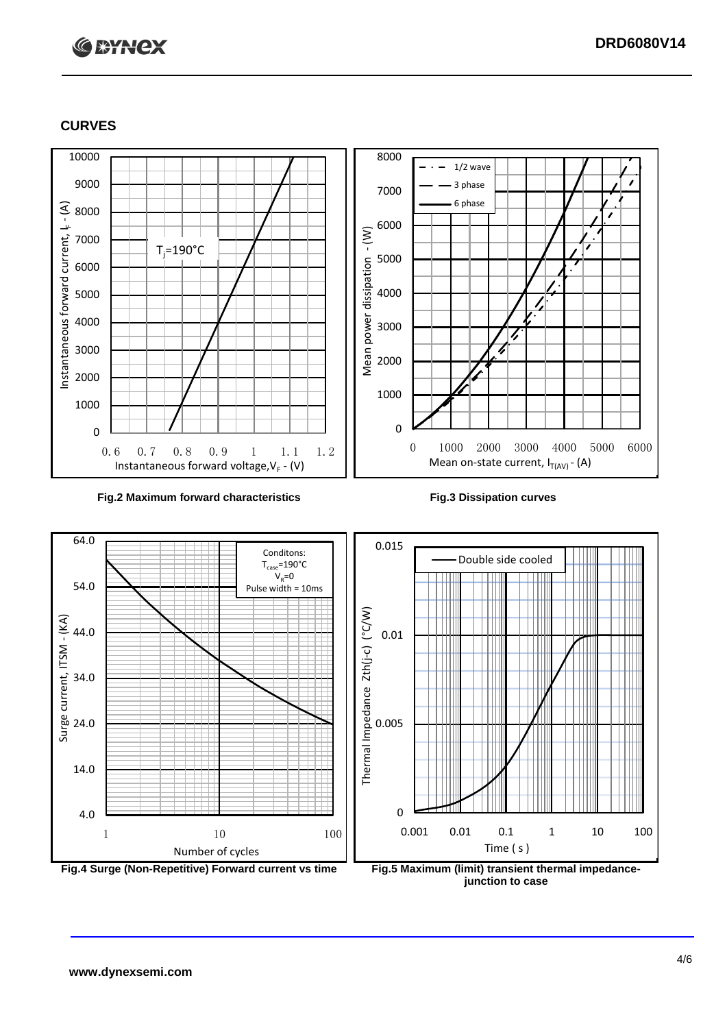## CURVES

Fig.2 Maximum forward characteristics

Fig.3 Dissipation curves

Fig.4 Surge (Non-Repetitive) Forward current vs time

Fig.5 Maximum (limit) transient thermal impedance-junction to case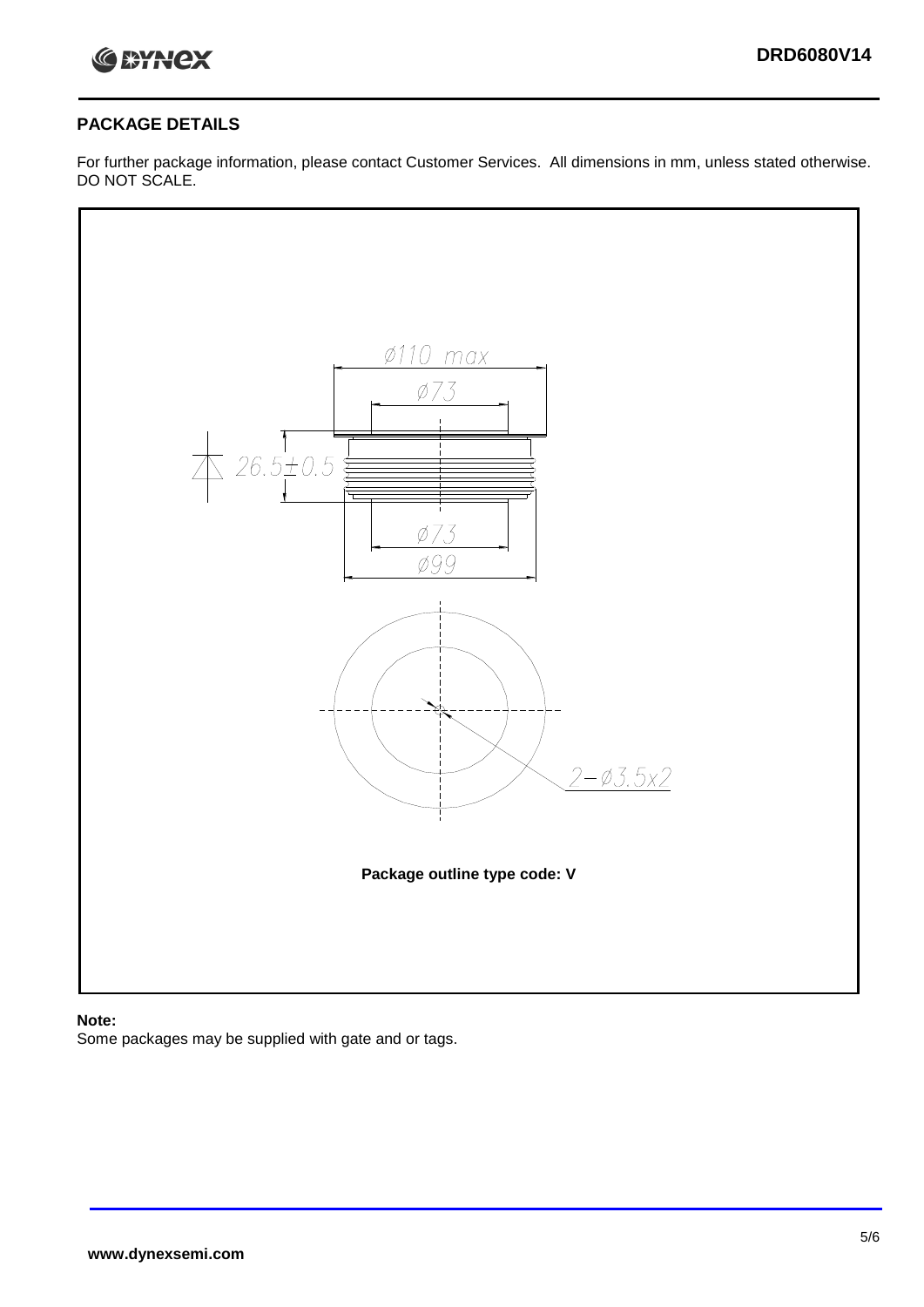## PACKAGE DETAILS

For further package information, please contact Customer Services. All dimensions in mm, unless stated otherwise. DO NOT SCALE.

Ø110 max

Ø73

26.5±0.5

Ø73

Ø99

2−Ø3.5x2

**Package outline type code: V**

**Note:**

Some packages may be supplied with gate and or tags.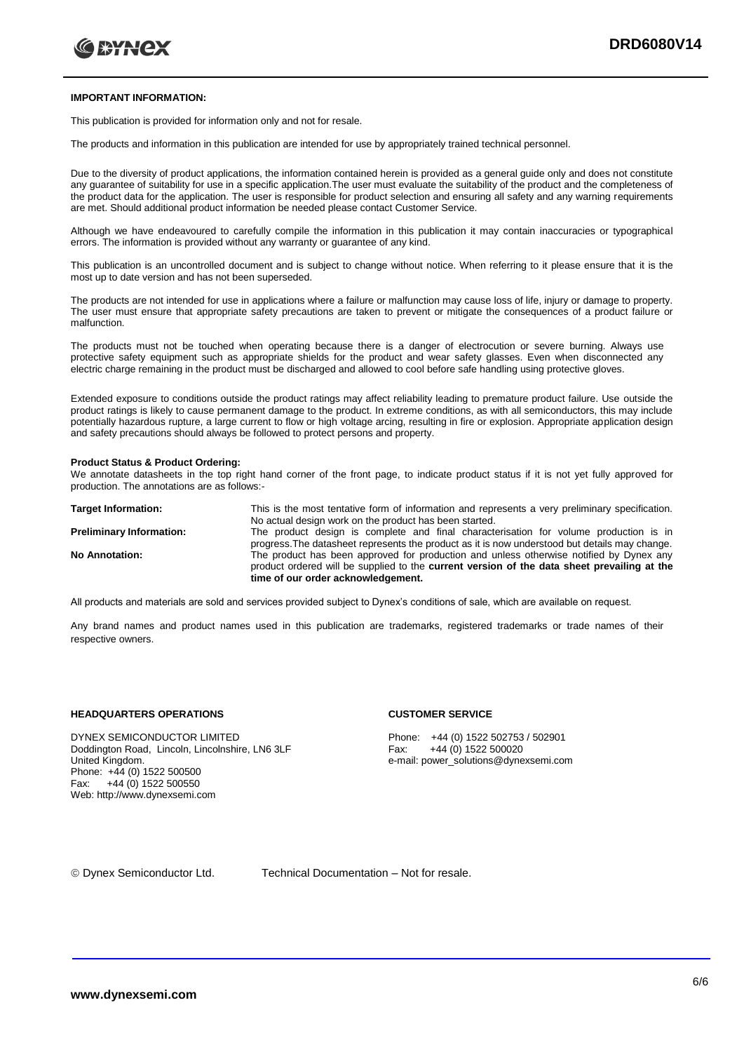**IMPORTANT INFORMATION:**

This publication is provided for information only and not for resale.

The products and information in this publication are intended for use by appropriately trained technical personnel.

Due to the diversity of product applications, the information contained herein is provided as a general guide only and does not constitute any guarantee of suitability for use in a specific application.The user must evaluate the suitability of the product and the completeness of the product data for the application. The user is responsible for product selection and ensuring all safety and any warning requirements are met. Should additional product information be needed please contact Customer Service.

Although we have endeavoured to carefully compile the information in this publication it may contain inaccuracies or typographical errors. The information is provided without any warranty or guarantee of any kind.

This publication is an uncontrolled document and is subject to change without notice. When referring to it please ensure that it is the most up to date version and has not been superseded.

The products are not intended for use in applications where a failure or malfunction may cause loss of life, injury or damage to property. The user must ensure that appropriate safety precautions are taken to prevent or mitigate the consequences of a product failure or malfunction.

The products must not be touched when operating because there is a danger of electrocution or severe burning. Always use protective safety equipment such as appropriate shields for the product and wear safety glasses. Even when disconnected any electric charge remaining in the product must be discharged and allowed to cool before safe handling using protective gloves.

Extended exposure to conditions outside the product ratings may affect reliability leading to premature product failure. Use outside the product ratings is likely to cause permanent damage to the product. In extreme conditions, as with all semiconductors, this may include potentially hazardous rupture, a large current to flow or high voltage arcing, resulting in fire or explosion. Appropriate application design and safety precautions should always be followed to protect persons and property.

**Product Status & Product Ordering:**

We annotate datasheets in the top right hand corner of the front page, to indicate product status if it is not yet fully approved for production. The annotations are as follows:-

| | |
|---|---|
| **Target Information:** | This is the most tentative form of information and represents a very preliminary specification. No actual design work on the product has been started. |
| **Preliminary Information:** | The product design is complete and final characterisation for volume production is in progress.The datasheet represents the product as it is now understood but details may change. |
| **No Annotation:** | The product has been approved for production and unless otherwise notified by Dynex any product ordered will be supplied to the **current version of the data sheet prevailing at the time of our order acknowledgement.** |

All products and materials are sold and services provided subject to Dynex's conditions of sale, which are available on request.

Any brand names and product names used in this publication are trademarks, registered trademarks or trade names of their respective owners.

**HEADQUARTERS OPERATIONS**

DYNEX SEMICONDUCTOR LIMITED
Doddington Road, Lincoln, Lincolnshire, LN6 3LF
United Kingdom.
Phone: +44 (0) 1522 500500
Fax: +44 (0) 1522 500550
Web: http://www.dynexsemi.com

**CUSTOMER SERVICE**

Phone: +44 (0) 1522 502753 / 502901
Fax: +44 (0) 1522 500020
e-mail: power_solutions@dynexsemi.com

© Dynex Semiconductor Ltd. Technical Documentation – Not for resale.